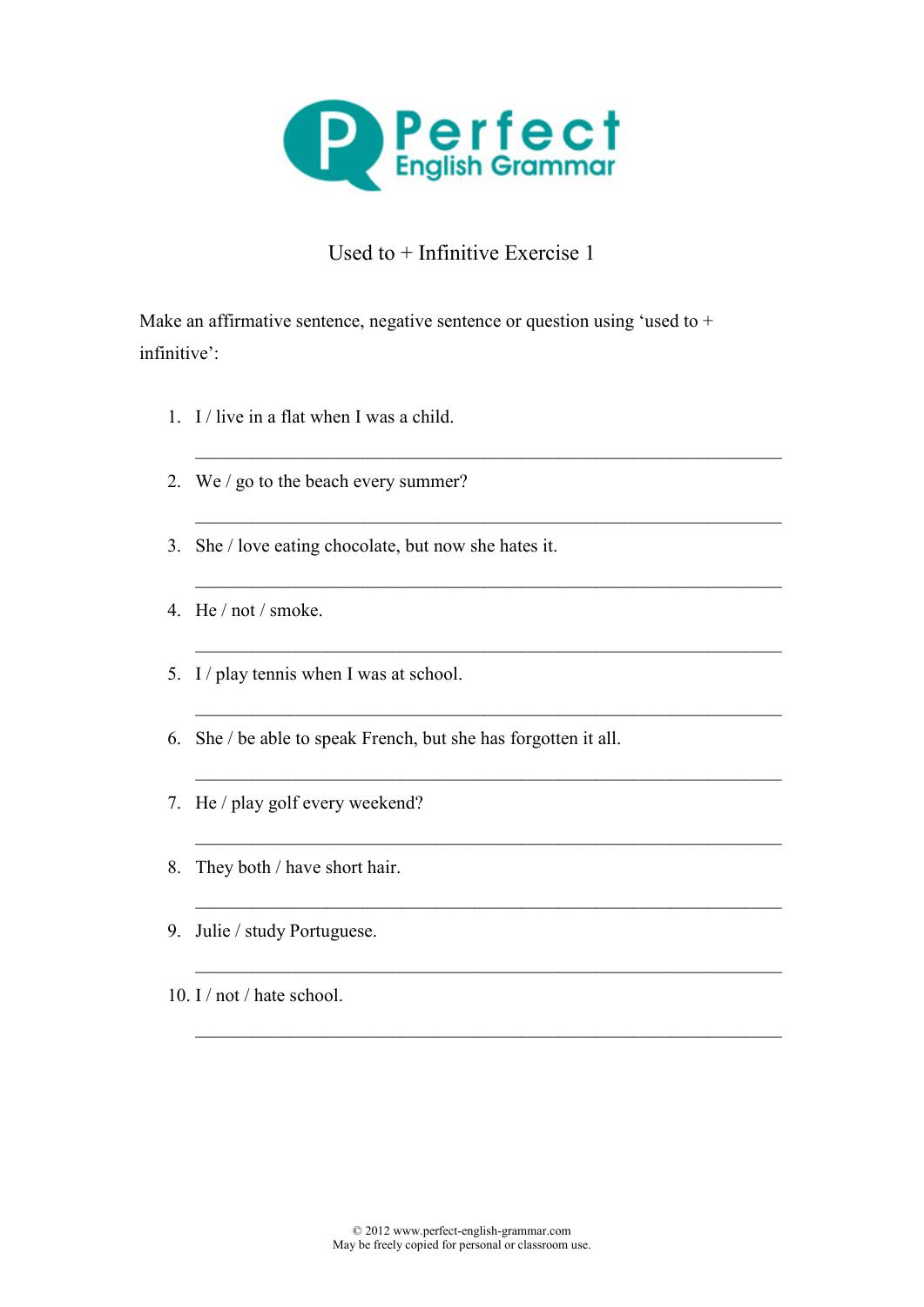# Perfect English Grammar

## Used to + Infinitive Exercise 1

Make an affirmative sentence, negative sentence or question using 'used to + infinitive':

1. I / live in a flat when I was a child.

   ______________________________________________________________

2. We / go to the beach every summer?

   ______________________________________________________________

3. She / love eating chocolate, but now she hates it.

   ______________________________________________________________

4. He / not / smoke.

   ______________________________________________________________

5. I / play tennis when I was at school.

   ______________________________________________________________

6. She / be able to speak French, but she has forgotten it all.

   ______________________________________________________________

7. He / play golf every weekend?

   ______________________________________________________________

8. They both / have short hair.

   ______________________________________________________________

9. Julie / study Portuguese.

   ______________________________________________________________

10. I / not / hate school.

    ______________________________________________________________

© 2012 www.perfect-english-grammar.com
May be freely copied for personal or classroom use.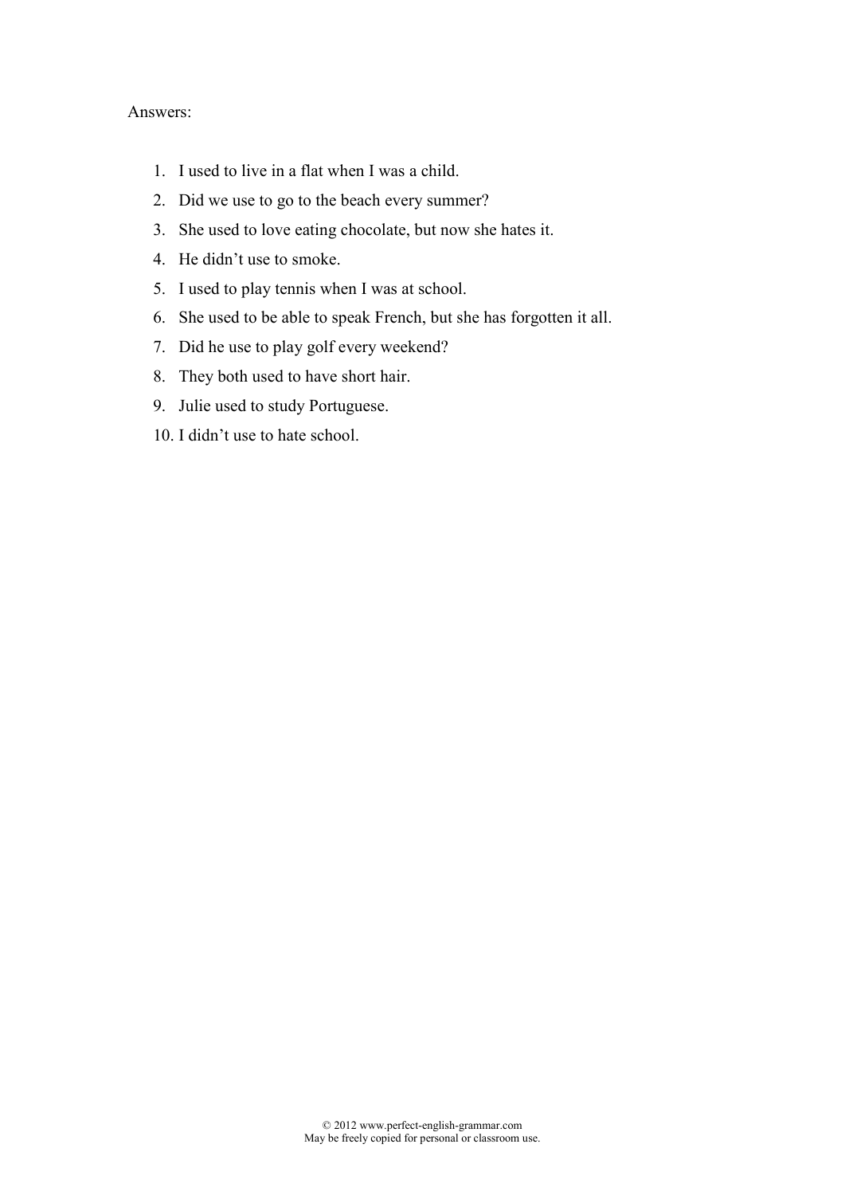Answers:

1. I used to live in a flat when I was a child.
2. Did we use to go to the beach every summer?
3. She used to love eating chocolate, but now she hates it.
4. He didn't use to smoke.
5. I used to play tennis when I was at school.
6. She used to be able to speak French, but she has forgotten it all.
7. Did he use to play golf every weekend?
8. They both used to have short hair.
9. Julie used to study Portuguese.
10. I didn't use to hate school.

© 2012 www.perfect-english-grammar.com
May be freely copied for personal or classroom use.